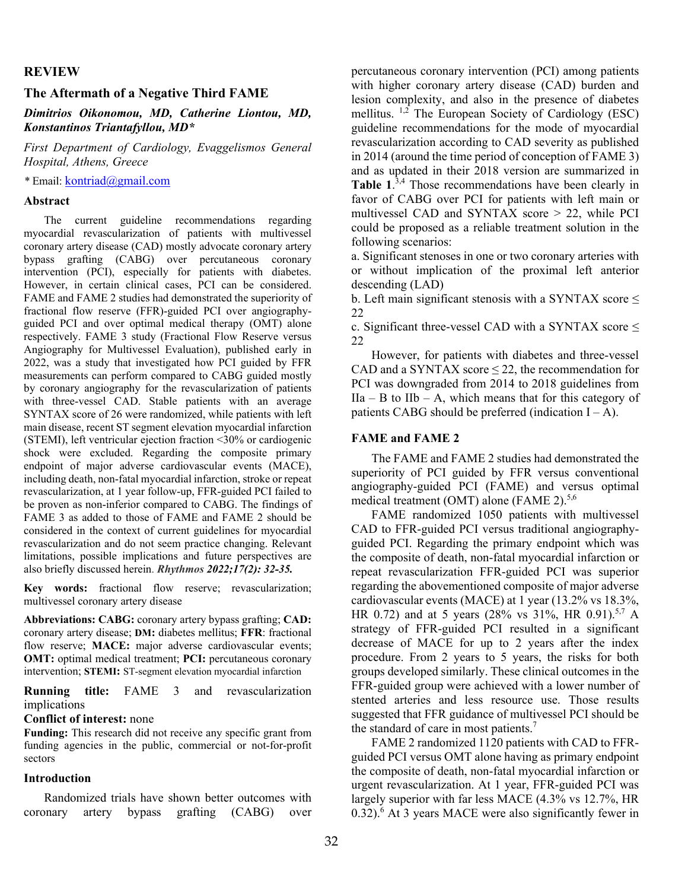**REVIEW**

# The Aftermath of a Negative Third FAME

***Dimitrios Oikonomou, MD, Catherine Liontou, MD, Konstantinos Triantafyllou, MD****

*First Department of Cardiology, Evaggelismos General Hospital, Athens, Greece*

\* Email: kontriad@gmail.com

## Abstract

The current guideline recommendations regarding myocardial revascularization of patients with multivessel coronary artery disease (CAD) mostly advocate coronary artery bypass grafting (CABG) over percutaneous coronary intervention (PCI), especially for patients with diabetes. However, in certain clinical cases, PCI can be considered. FAME and FAME 2 studies had demonstrated the superiority of fractional flow reserve (FFR)-guided PCI over angiography-guided PCI and over optimal medical therapy (OMT) alone respectively. FAME 3 study (Fractional Flow Reserve versus Angiography for Multivessel Evaluation), published early in 2022, was a study that investigated how PCI guided by FFR measurements can perform compared to CABG guided mostly by coronary angiography for the revascularization of patients with three-vessel CAD. Stable patients with an average SYNTAX score of 26 were randomized, while patients with left main disease, recent ST segment elevation myocardial infarction (STEMI), left ventricular ejection fraction <30% or cardiogenic shock were excluded. Regarding the composite primary endpoint of major adverse cardiovascular events (MACE), including death, non-fatal myocardial infarction, stroke or repeat revascularization, at 1 year follow-up, FFR-guided PCI failed to be proven as non-inferior compared to CABG. The findings of FAME 3 as added to those of FAME and FAME 2 should be considered in the context of current guidelines for myocardial revascularization and do not seem practice changing. Relevant limitations, possible implications and future perspectives are also briefly discussed herein. ***Rhythmos 2022;17(2): 32-35.***

**Key words:** fractional flow reserve; revascularization; multivessel coronary artery disease

**Abbreviations: CABG:** coronary artery bypass grafting; **CAD:** coronary artery disease; **DM:** diabetes mellitus; **FFR**: fractional flow reserve; **MACE:** major adverse cardiovascular events; **OMT:** optimal medical treatment; **PCI:** percutaneous coronary intervention; **STEMI:** ST-segment elevation myocardial infarction

**Running title:** FAME 3 and revascularization implications

**Conflict of interest:** none

**Funding:** This research did not receive any specific grant from funding agencies in the public, commercial or not-for-profit sectors

## Introduction

Randomized trials have shown better outcomes with coronary artery bypass grafting (CABG) over percutaneous coronary intervention (PCI) among patients with higher coronary artery disease (CAD) burden and lesion complexity, and also in the presence of diabetes mellitus. [1,2] The European Society of Cardiology (ESC) guideline recommendations for the mode of myocardial revascularization according to CAD severity as published in 2014 (around the time period of conception of FAME 3) and as updated in their 2018 version are summarized in **Table 1**.[3,4] Those recommendations have been clearly in favor of CABG over PCI for patients with left main or multivessel CAD and SYNTAX score > 22, while PCI could be proposed as a reliable treatment solution in the following scenarios:

a. Significant stenoses in one or two coronary arteries with or without implication of the proximal left anterior descending (LAD)

b. Left main significant stenosis with a SYNTAX score ≤ 22

c. Significant three-vessel CAD with a SYNTAX score ≤ 22

However, for patients with diabetes and three-vessel CAD and a SYNTAX score ≤ 22, the recommendation for PCI was downgraded from 2014 to 2018 guidelines from IIa – B to IIb – A, which means that for this category of patients CABG should be preferred (indication I – A).

## FAME and FAME 2

The FAME and FAME 2 studies had demonstrated the superiority of PCI guided by FFR versus conventional angiography-guided PCI (FAME) and versus optimal medical treatment (OMT) alone (FAME 2).[5,6]

FAME randomized 1050 patients with multivessel CAD to FFR-guided PCI versus traditional angiography-guided PCI. Regarding the primary endpoint which was the composite of death, non-fatal myocardial infarction or repeat revascularization FFR-guided PCI was superior regarding the abovementioned composite of major adverse cardiovascular events (MACE) at 1 year (13.2% vs 18.3%, HR 0.72) and at 5 years (28% vs 31%, HR 0.91).[5,7] A strategy of FFR-guided PCI resulted in a significant decrease of MACE for up to 2 years after the index procedure. From 2 years to 5 years, the risks for both groups developed similarly. These clinical outcomes in the FFR-guided group were achieved with a lower number of stented arteries and less resource use. Those results suggested that FFR guidance of multivessel PCI should be the standard of care in most patients.[7]

FAME 2 randomized 1120 patients with CAD to FFR-guided PCI versus OMT alone having as primary endpoint the composite of death, non-fatal myocardial infarction or urgent revascularization. At 1 year, FFR-guided PCI was largely superior with far less MACE (4.3% vs 12.7%, HR 0.32).[6] At 3 years MACE were also significantly fewer in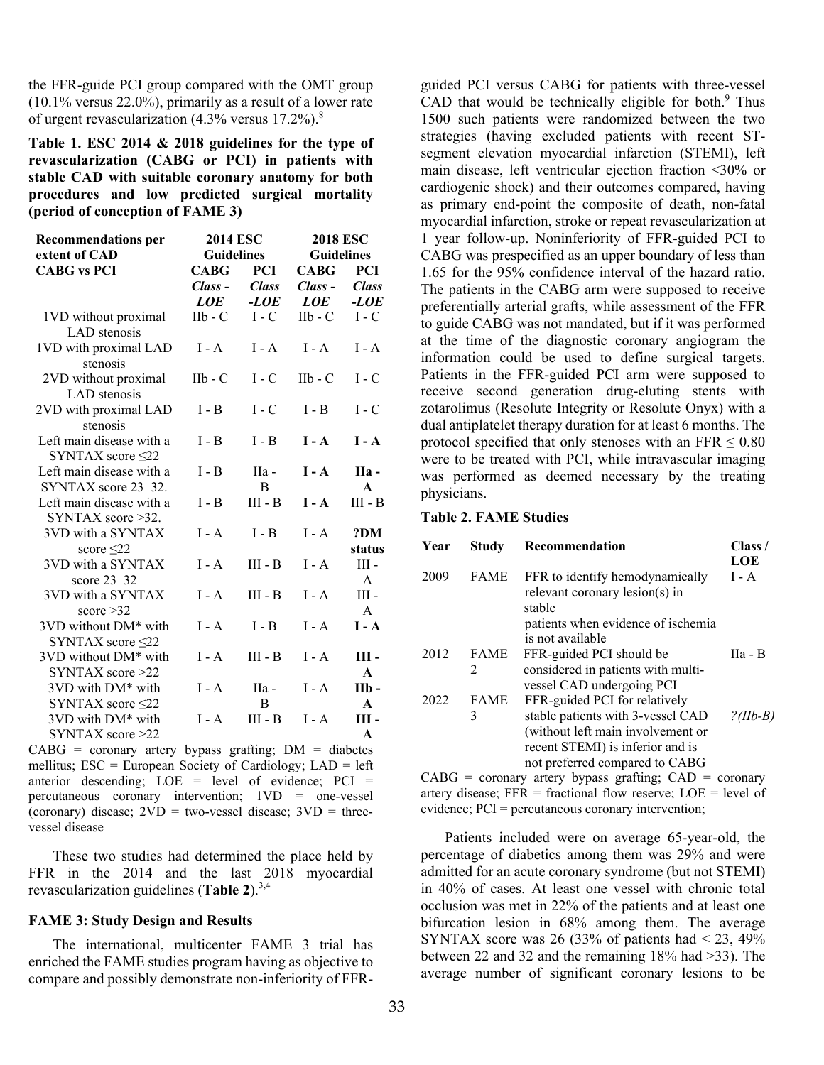the FFR-guide PCI group compared with the OMT group (10.1% versus 22.0%), primarily as a result of a lower rate of urgent revascularization (4.3% versus 17.2%).[8]

**Table 1. ESC 2014 & 2018 guidelines for the type of revascularization (CABG or PCI) in patients with stable CAD with suitable coronary anatomy for both procedures and low predicted surgical mortality (period of conception of FAME 3)**

| Recommendations per extent of CAD | 2014 ESC Guidelines | | 2018 ESC Guidelines | |
|---|---|---|---|---|
| CABG vs PCI | CABG *Class - LOE* | PCI *Class -LOE* | CABG *Class - LOE* | PCI *Class -LOE* |
| 1VD without proximal LAD stenosis | IIb - C | I - C | IIb - C | I - C |
| 1VD with proximal LAD stenosis | I - A | I - A | I - A | I - A |
| 2VD without proximal LAD stenosis | IIb - C | I - C | IIb - C | I - C |
| 2VD with proximal LAD stenosis | I - B | I - C | I - B | I - C |
| Left main disease with a SYNTAX score ≤22 | I - B | I - B | **I - A** | **I - A** |
| Left main disease with a SYNTAX score 23–32. | I - B | IIa - B | **I - A** | **IIa - A** |
| Left main disease with a SYNTAX score >32. | I - B | III - B | **I - A** | III - B |
| 3VD with a SYNTAX score ≤22 | I - A | I - B | I - A | **?DM status** |
| 3VD with a SYNTAX score 23–32 | I - A | III - B | I - A | III - A |
| 3VD with a SYNTAX score >32 | I - A | III - B | I - A | III - A |
| 3VD without DM* with SYNTAX score ≤22 | I - A | I - B | I - A | **I - A** |
| 3VD without DM* with SYNTAX score >22 | I - A | III - B | I - A | **III - A** |
| 3VD with DM* with SYNTAX score ≤22 | I - A | IIa - B | I - A | **IIb - A** |
| 3VD with DM* with SYNTAX score >22 | I - A | III - B | I - A | **III - A** |

CABG = coronary artery bypass grafting; DM = diabetes mellitus; ESC = European Society of Cardiology; LAD = left anterior descending; LOE = level of evidence; PCI = percutaneous coronary intervention; 1VD = one-vessel (coronary) disease; 2VD = two-vessel disease; 3VD = three-vessel disease

These two studies had determined the place held by FFR in the 2014 and the last 2018 myocardial revascularization guidelines (**Table 2**).[3,4]

### FAME 3: Study Design and Results

The international, multicenter FAME 3 trial has enriched the FAME studies program having as objective to compare and possibly demonstrate non-inferiority of FFR-guided PCI versus CABG for patients with three-vessel CAD that would be technically eligible for both.[9] Thus 1500 such patients were randomized between the two strategies (having excluded patients with recent ST-segment elevation myocardial infarction (STEMI), left main disease, left ventricular ejection fraction <30% or cardiogenic shock) and their outcomes compared, having as primary end-point the composite of death, non-fatal myocardial infarction, stroke or repeat revascularization at 1 year follow-up. Noninferiority of FFR-guided PCI to CABG was prespecified as an upper boundary of less than 1.65 for the 95% confidence interval of the hazard ratio. The patients in the CABG arm were supposed to receive preferentially arterial grafts, while assessment of the FFR to guide CABG was not mandated, but if it was performed at the time of the diagnostic coronary angiogram the information could be used to define surgical targets. Patients in the FFR-guided PCI arm were supposed to receive second generation drug-eluting stents with zotarolimus (Resolute Integrity or Resolute Onyx) with a dual antiplatelet therapy duration for at least 6 months. The protocol specified that only stenoses with an FFR ≤ 0.80 were to be treated with PCI, while intravascular imaging was performed as deemed necessary by the treating physicians.

**Table 2. FAME Studies**

| Year | Study | Recommendation | Class / LOE |
|---|---|---|---|
| 2009 | FAME | FFR to identify hemodynamically relevant coronary lesion(s) in stable patients when evidence of ischemia is not available | I - A |
| 2012 | FAME 2 | FFR-guided PCI should be considered in patients with multi-vessel CAD undergoing PCI | IIa - B |
| 2022 | FAME 3 | FFR-guided PCI for relatively stable patients with 3-vessel CAD (without left main involvement or recent STEMI) is inferior and is not preferred compared to CABG | *?(IIb-B)* |

CABG = coronary artery bypass grafting; CAD = coronary artery disease; FFR = fractional flow reserve; LOE = level of evidence; PCI = percutaneous coronary intervention;

Patients included were on average 65-year-old, the percentage of diabetics among them was 29% and were admitted for an acute coronary syndrome (but not STEMI) in 40% of cases. At least one vessel with chronic total occlusion was met in 22% of the patients and at least one bifurcation lesion in 68% among them. The average SYNTAX score was 26 (33% of patients had < 23, 49% between 22 and 32 and the remaining 18% had >33). The average number of significant coronary lesions to be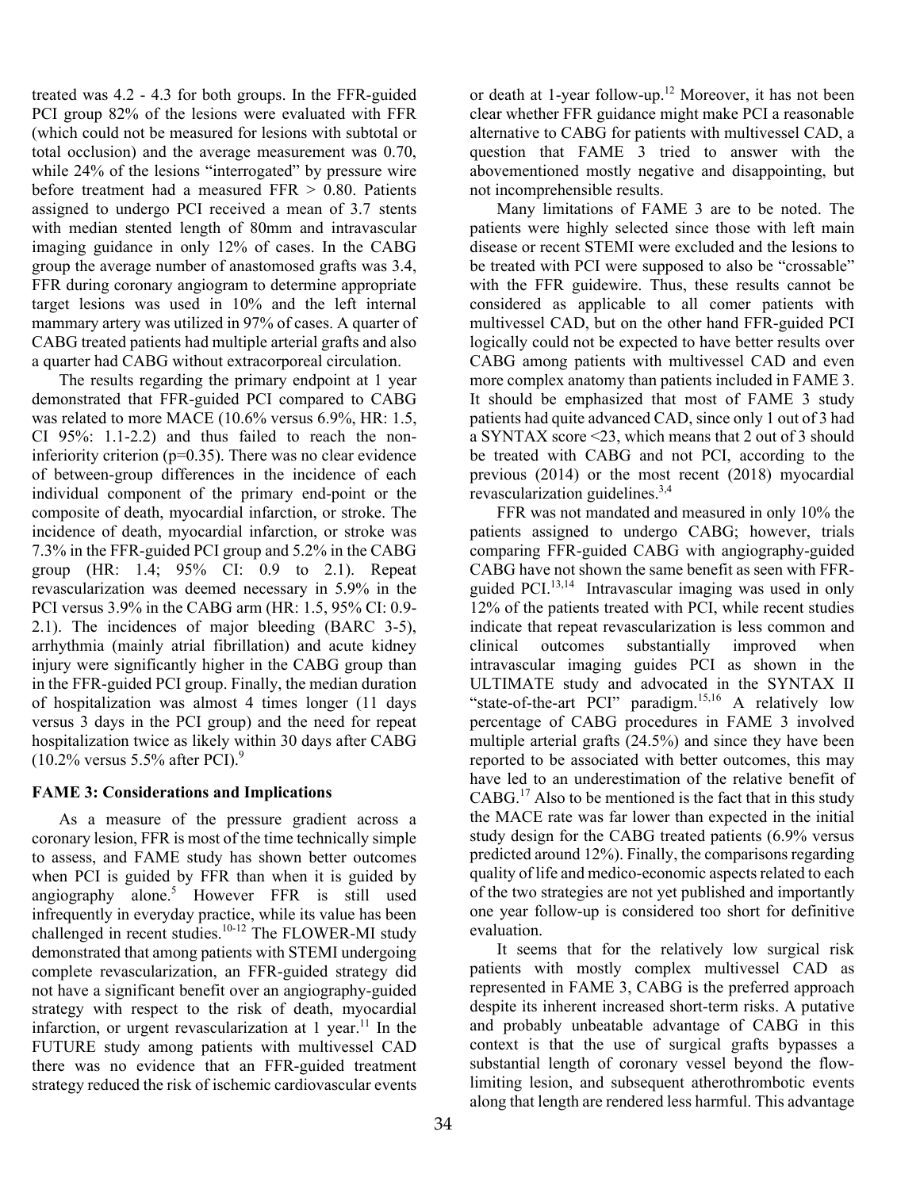treated was 4.2 - 4.3 for both groups. In the FFR-guided PCI group 82% of the lesions were evaluated with FFR (which could not be measured for lesions with subtotal or total occlusion) and the average measurement was 0.70, while 24% of the lesions "interrogated" by pressure wire before treatment had a measured FFR > 0.80. Patients assigned to undergo PCI received a mean of 3.7 stents with median stented length of 80mm and intravascular imaging guidance in only 12% of cases. In the CABG group the average number of anastomosed grafts was 3.4, FFR during coronary angiogram to determine appropriate target lesions was used in 10% and the left internal mammary artery was utilized in 97% of cases. A quarter of CABG treated patients had multiple arterial grafts and also a quarter had CABG without extracorporeal circulation.

The results regarding the primary endpoint at 1 year demonstrated that FFR-guided PCI compared to CABG was related to more MACE (10.6% versus 6.9%, HR: 1.5, CI 95%: 1.1-2.2) and thus failed to reach the non-inferiority criterion (p=0.35). There was no clear evidence of between-group differences in the incidence of each individual component of the primary end-point or the composite of death, myocardial infarction, or stroke. The incidence of death, myocardial infarction, or stroke was 7.3% in the FFR-guided PCI group and 5.2% in the CABG group (HR: 1.4; 95% CI: 0.9 to 2.1). Repeat revascularization was deemed necessary in 5.9% in the PCI versus 3.9% in the CABG arm (HR: 1.5, 95% CI: 0.9-2.1). The incidences of major bleeding (BARC 3-5), arrhythmia (mainly atrial fibrillation) and acute kidney injury were significantly higher in the CABG group than in the FFR-guided PCI group. Finally, the median duration of hospitalization was almost 4 times longer (11 days versus 3 days in the PCI group) and the need for repeat hospitalization twice as likely within 30 days after CABG (10.2% versus 5.5% after PCI).[9]

## FAME 3: Considerations and Implications

As a measure of the pressure gradient across a coronary lesion, FFR is most of the time technically simple to assess, and FAME study has shown better outcomes when PCI is guided by FFR than when it is guided by angiography alone.[5] However FFR is still used infrequently in everyday practice, while its value has been challenged in recent studies.[10-12] The FLOWER-MI study demonstrated that among patients with STEMI undergoing complete revascularization, an FFR-guided strategy did not have a significant benefit over an angiography-guided strategy with respect to the risk of death, myocardial infarction, or urgent revascularization at 1 year.[11] In the FUTURE study among patients with multivessel CAD there was no evidence that an FFR-guided treatment strategy reduced the risk of ischemic cardiovascular events or death at 1-year follow-up.[12] Moreover, it has not been clear whether FFR guidance might make PCI a reasonable alternative to CABG for patients with multivessel CAD, a question that FAME 3 tried to answer with the abovementioned mostly negative and disappointing, but not incomprehensible results.

Many limitations of FAME 3 are to be noted. The patients were highly selected since those with left main disease or recent STEMI were excluded and the lesions to be treated with PCI were supposed to also be "crossable" with the FFR guidewire. Thus, these results cannot be considered as applicable to all comer patients with multivessel CAD, but on the other hand FFR-guided PCI logically could not be expected to have better results over CABG among patients with multivessel CAD and even more complex anatomy than patients included in FAME 3. It should be emphasized that most of FAME 3 study patients had quite advanced CAD, since only 1 out of 3 had a SYNTAX score <23, which means that 2 out of 3 should be treated with CABG and not PCI, according to the previous (2014) or the most recent (2018) myocardial revascularization guidelines.[3,4]

FFR was not mandated and measured in only 10% the patients assigned to undergo CABG; however, trials comparing FFR-guided CABG with angiography-guided CABG have not shown the same benefit as seen with FFR-guided PCI.[13,14] Intravascular imaging was used in only 12% of the patients treated with PCI, while recent studies indicate that repeat revascularization is less common and clinical outcomes substantially improved when intravascular imaging guides PCI as shown in the ULTIMATE study and advocated in the SYNTAX II "state-of-the-art PCI" paradigm.[15,16] A relatively low percentage of CABG procedures in FAME 3 involved multiple arterial grafts (24.5%) and since they have been reported to be associated with better outcomes, this may have led to an underestimation of the relative benefit of CABG.[17] Also to be mentioned is the fact that in this study the MACE rate was far lower than expected in the initial study design for the CABG treated patients (6.9% versus predicted around 12%). Finally, the comparisons regarding quality of life and medico-economic aspects related to each of the two strategies are not yet published and importantly one year follow-up is considered too short for definitive evaluation.

It seems that for the relatively low surgical risk patients with mostly complex multivessel CAD as represented in FAME 3, CABG is the preferred approach despite its inherent increased short-term risks. A putative and probably unbeatable advantage of CABG in this context is that the use of surgical grafts bypasses a substantial length of coronary vessel beyond the flow-limiting lesion, and subsequent atherothrombotic events along that length are rendered less harmful. This advantage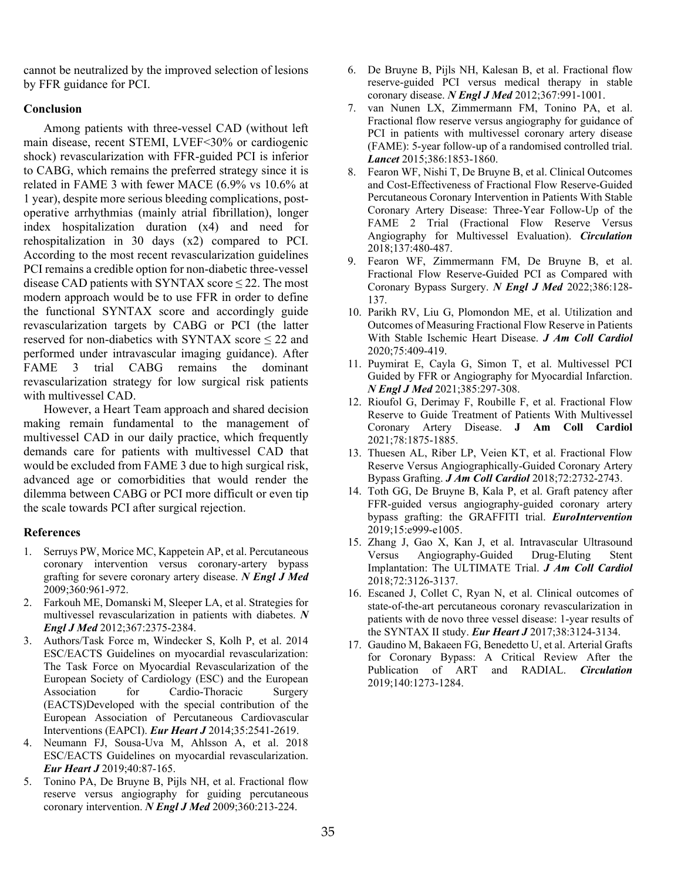cannot be neutralized by the improved selection of lesions by FFR guidance for PCI.

## Conclusion

Among patients with three-vessel CAD (without left main disease, recent STEMI, LVEF<30% or cardiogenic shock) revascularization with FFR-guided PCI is inferior to CABG, which remains the preferred strategy since it is related in FAME 3 with fewer MACE (6.9% vs 10.6% at 1 year), despite more serious bleeding complications, post-operative arrhythmias (mainly atrial fibrillation), longer index hospitalization duration (x4) and need for rehospitalization in 30 days (x2) compared to PCI. According to the most recent revascularization guidelines PCI remains a credible option for non-diabetic three-vessel disease CAD patients with SYNTAX score ≤ 22. The most modern approach would be to use FFR in order to define the functional SYNTAX score and accordingly guide revascularization targets by CABG or PCI (the latter reserved for non-diabetics with SYNTAX score ≤ 22 and performed under intravascular imaging guidance). After FAME 3 trial CABG remains the dominant revascularization strategy for low surgical risk patients with multivessel CAD.

However, a Heart Team approach and shared decision making remain fundamental to the management of multivessel CAD in our daily practice, which frequently demands care for patients with multivessel CAD that would be excluded from FAME 3 due to high surgical risk, advanced age or comorbidities that would render the dilemma between CABG or PCI more difficult or even tip the scale towards PCI after surgical rejection.

## References

1. Serruys PW, Morice MC, Kappetein AP, et al. Percutaneous coronary intervention versus coronary-artery bypass grafting for severe coronary artery disease. ***N Engl J Med*** 2009;360:961-972.
2. Farkouh ME, Domanski M, Sleeper LA, et al. Strategies for multivessel revascularization in patients with diabetes. ***N Engl J Med*** 2012;367:2375-2384.
3. Authors/Task Force m, Windecker S, Kolh P, et al. 2014 ESC/EACTS Guidelines on myocardial revascularization: The Task Force on Myocardial Revascularization of the European Society of Cardiology (ESC) and the European Association for Cardio-Thoracic Surgery (EACTS)Developed with the special contribution of the European Association of Percutaneous Cardiovascular Interventions (EAPCI). ***Eur Heart J*** 2014;35:2541-2619.
4. Neumann FJ, Sousa-Uva M, Ahlsson A, et al. 2018 ESC/EACTS Guidelines on myocardial revascularization. ***Eur Heart J*** 2019;40:87-165.
5. Tonino PA, De Bruyne B, Pijls NH, et al. Fractional flow reserve versus angiography for guiding percutaneous coronary intervention. ***N Engl J Med*** 2009;360:213-224.
6. De Bruyne B, Pijls NH, Kalesan B, et al. Fractional flow reserve-guided PCI versus medical therapy in stable coronary disease. ***N Engl J Med*** 2012;367:991-1001.
7. van Nunen LX, Zimmermann FM, Tonino PA, et al. Fractional flow reserve versus angiography for guidance of PCI in patients with multivessel coronary artery disease (FAME): 5-year follow-up of a randomised controlled trial. ***Lancet*** 2015;386:1853-1860.
8. Fearon WF, Nishi T, De Bruyne B, et al. Clinical Outcomes and Cost-Effectiveness of Fractional Flow Reserve-Guided Percutaneous Coronary Intervention in Patients With Stable Coronary Artery Disease: Three-Year Follow-Up of the FAME 2 Trial (Fractional Flow Reserve Versus Angiography for Multivessel Evaluation). ***Circulation*** 2018;137:480-487.
9. Fearon WF, Zimmermann FM, De Bruyne B, et al. Fractional Flow Reserve-Guided PCI as Compared with Coronary Bypass Surgery. ***N Engl J Med*** 2022;386:128-137.
10. Parikh RV, Liu G, Plomondon ME, et al. Utilization and Outcomes of Measuring Fractional Flow Reserve in Patients With Stable Ischemic Heart Disease. ***J Am Coll Cardiol*** 2020;75:409-419.
11. Puymirat E, Cayla G, Simon T, et al. Multivessel PCI Guided by FFR or Angiography for Myocardial Infarction. ***N Engl J Med*** 2021;385:297-308.
12. Rioufol G, Derimay F, Roubille F, et al. Fractional Flow Reserve to Guide Treatment of Patients With Multivessel Coronary Artery Disease. **J Am Coll Cardiol** 2021;78:1875-1885.
13. Thuesen AL, Riber LP, Veien KT, et al. Fractional Flow Reserve Versus Angiographically-Guided Coronary Artery Bypass Grafting. ***J Am Coll Cardiol*** 2018;72:2732-2743.
14. Toth GG, De Bruyne B, Kala P, et al. Graft patency after FFR-guided versus angiography-guided coronary artery bypass grafting: the GRAFFITI trial. ***EuroIntervention*** 2019;15:e999-e1005.
15. Zhang J, Gao X, Kan J, et al. Intravascular Ultrasound Versus Angiography-Guided Drug-Eluting Stent Implantation: The ULTIMATE Trial. ***J Am Coll Cardiol*** 2018;72:3126-3137.
16. Escaned J, Collet C, Ryan N, et al. Clinical outcomes of state-of-the-art percutaneous coronary revascularization in patients with de novo three vessel disease: 1-year results of the SYNTAX II study. ***Eur Heart J*** 2017;38:3124-3134.
17. Gaudino M, Bakaeen FG, Benedetto U, et al. Arterial Grafts for Coronary Bypass: A Critical Review After the Publication of ART and RADIAL. ***Circulation*** 2019;140:1273-1284.